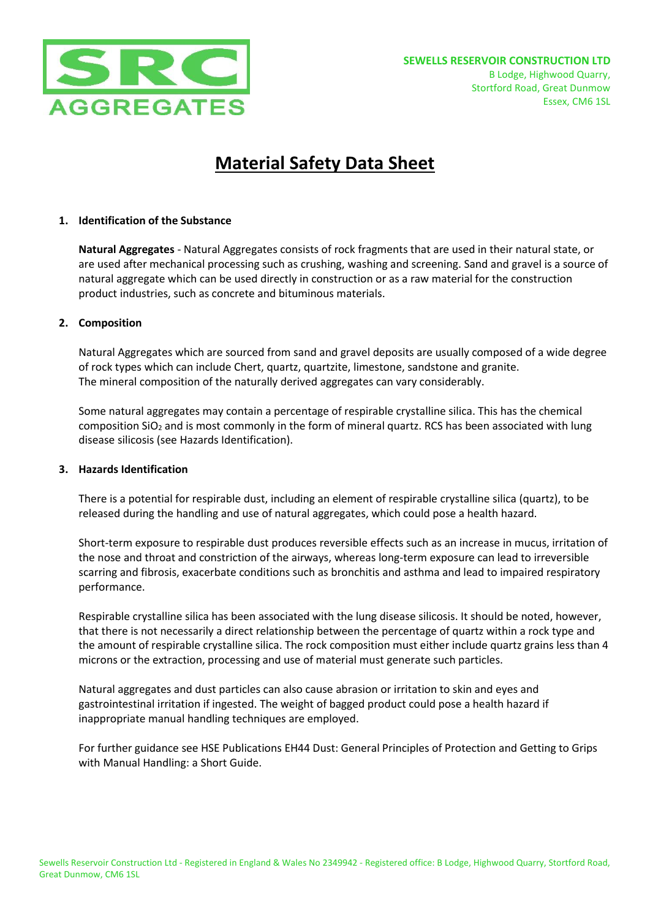SRC AGGREGATES

**SEWELLS RESERVOIR CONSTRUCTION LTD**
B Lodge, Highwood Quarry,
Stortford Road, Great Dunmow
Essex, CM6 1SL

# Material Safety Data Sheet

## 1. Identification of the Substance

**Natural Aggregates** - Natural Aggregates consists of rock fragments that are used in their natural state, or are used after mechanical processing such as crushing, washing and screening. Sand and gravel is a source of natural aggregate which can be used directly in construction or as a raw material for the construction product industries, such as concrete and bituminous materials.

## 2. Composition

Natural Aggregates which are sourced from sand and gravel deposits are usually composed of a wide degree of rock types which can include Chert, quartz, quartzite, limestone, sandstone and granite.
The mineral composition of the naturally derived aggregates can vary considerably.

Some natural aggregates may contain a percentage of respirable crystalline silica. This has the chemical composition $SiO_2$ and is most commonly in the form of mineral quartz. RCS has been associated with lung disease silicosis (see Hazards Identification).

## 3. Hazards Identification

There is a potential for respirable dust, including an element of respirable crystalline silica (quartz), to be released during the handling and use of natural aggregates, which could pose a health hazard.

Short-term exposure to respirable dust produces reversible effects such as an increase in mucus, irritation of the nose and throat and constriction of the airways, whereas long-term exposure can lead to irreversible scarring and fibrosis, exacerbate conditions such as bronchitis and asthma and lead to impaired respiratory performance.

Respirable crystalline silica has been associated with the lung disease silicosis. It should be noted, however, that there is not necessarily a direct relationship between the percentage of quartz within a rock type and the amount of respirable crystalline silica. The rock composition must either include quartz grains less than 4 microns or the extraction, processing and use of material must generate such particles.

Natural aggregates and dust particles can also cause abrasion or irritation to skin and eyes and gastrointestinal irritation if ingested. The weight of bagged product could pose a health hazard if inappropriate manual handling techniques are employed.

For further guidance see HSE Publications EH44 Dust: General Principles of Protection and Getting to Grips with Manual Handling: a Short Guide.

Sewells Reservoir Construction Ltd - Registered in England & Wales No 2349942 - Registered office: B Lodge, Highwood Quarry, Stortford Road, Great Dunmow, CM6 1SL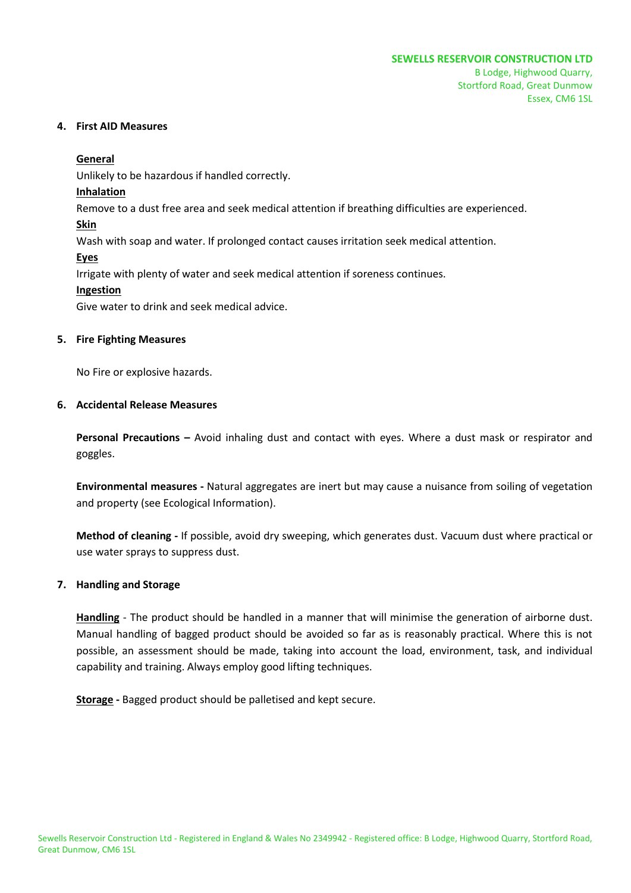## 4. First AID Measures

**General**

Unlikely to be hazardous if handled correctly.

**Inhalation**

Remove to a dust free area and seek medical attention if breathing difficulties are experienced.

**Skin**

Wash with soap and water. If prolonged contact causes irritation seek medical attention.

**Eyes**

Irrigate with plenty of water and seek medical attention if soreness continues.

**Ingestion**

Give water to drink and seek medical advice.

## 5. Fire Fighting Measures

No Fire or explosive hazards.

## 6. Accidental Release Measures

**Personal Precautions –** Avoid inhaling dust and contact with eyes. Where a dust mask or respirator and goggles.

**Environmental measures -** Natural aggregates are inert but may cause a nuisance from soiling of vegetation and property (see Ecological Information).

**Method of cleaning -** If possible, avoid dry sweeping, which generates dust. Vacuum dust where practical or use water sprays to suppress dust.

## 7. Handling and Storage

**Handling** - The product should be handled in a manner that will minimise the generation of airborne dust. Manual handling of bagged product should be avoided so far as is reasonably practical. Where this is not possible, an assessment should be made, taking into account the load, environment, task, and individual capability and training. Always employ good lifting techniques.

**Storage -** Bagged product should be palletised and kept secure.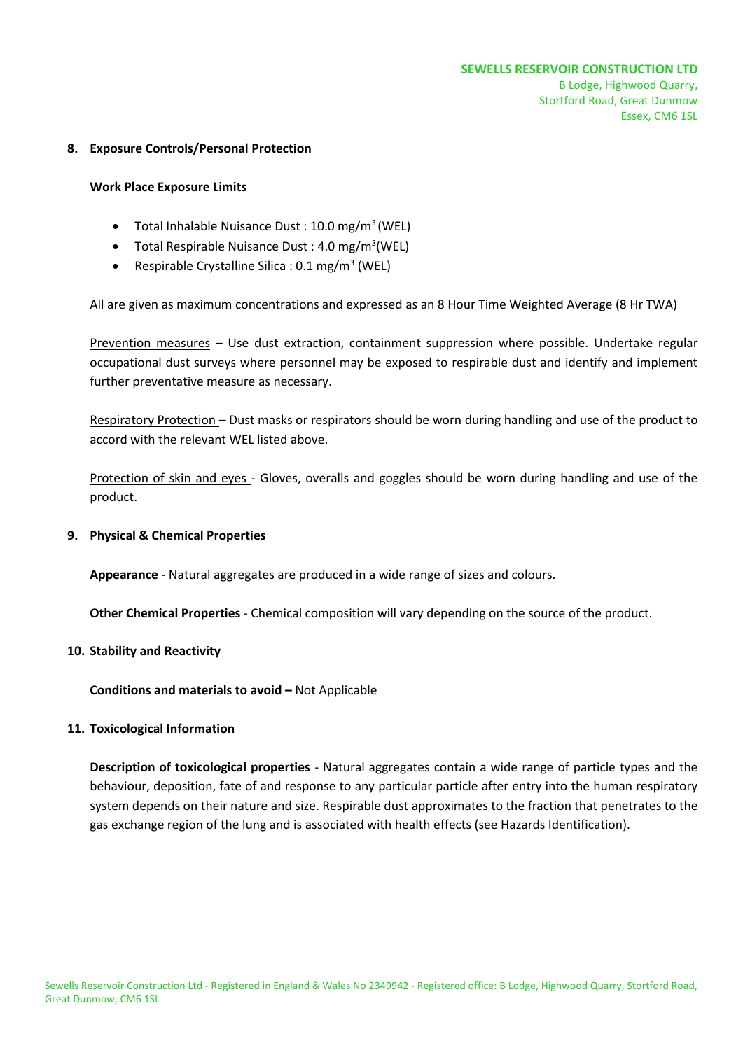## 8. Exposure Controls/Personal Protection

**Work Place Exposure Limits**

- Total Inhalable Nuisance Dust : 10.0 mg/m$^3$ (WEL)
- Total Respirable Nuisance Dust : 4.0 mg/m$^3$(WEL)
- Respirable Crystalline Silica : 0.1 mg/m$^3$ (WEL)

All are given as maximum concentrations and expressed as an 8 Hour Time Weighted Average (8 Hr TWA)

Prevention measures – Use dust extraction, containment suppression where possible. Undertake regular occupational dust surveys where personnel may be exposed to respirable dust and identify and implement further preventative measure as necessary.

Respiratory Protection – Dust masks or respirators should be worn during handling and use of the product to accord with the relevant WEL listed above.

Protection of skin and eyes - Gloves, overalls and goggles should be worn during handling and use of the product.

## 9. Physical & Chemical Properties

**Appearance** - Natural aggregates are produced in a wide range of sizes and colours.

**Other Chemical Properties** - Chemical composition will vary depending on the source of the product.

## 10. Stability and Reactivity

**Conditions and materials to avoid –** Not Applicable

## 11. Toxicological Information

**Description of toxicological properties** - Natural aggregates contain a wide range of particle types and the behaviour, deposition, fate of and response to any particular particle after entry into the human respiratory system depends on their nature and size. Respirable dust approximates to the fraction that penetrates to the gas exchange region of the lung and is associated with health effects (see Hazards Identification).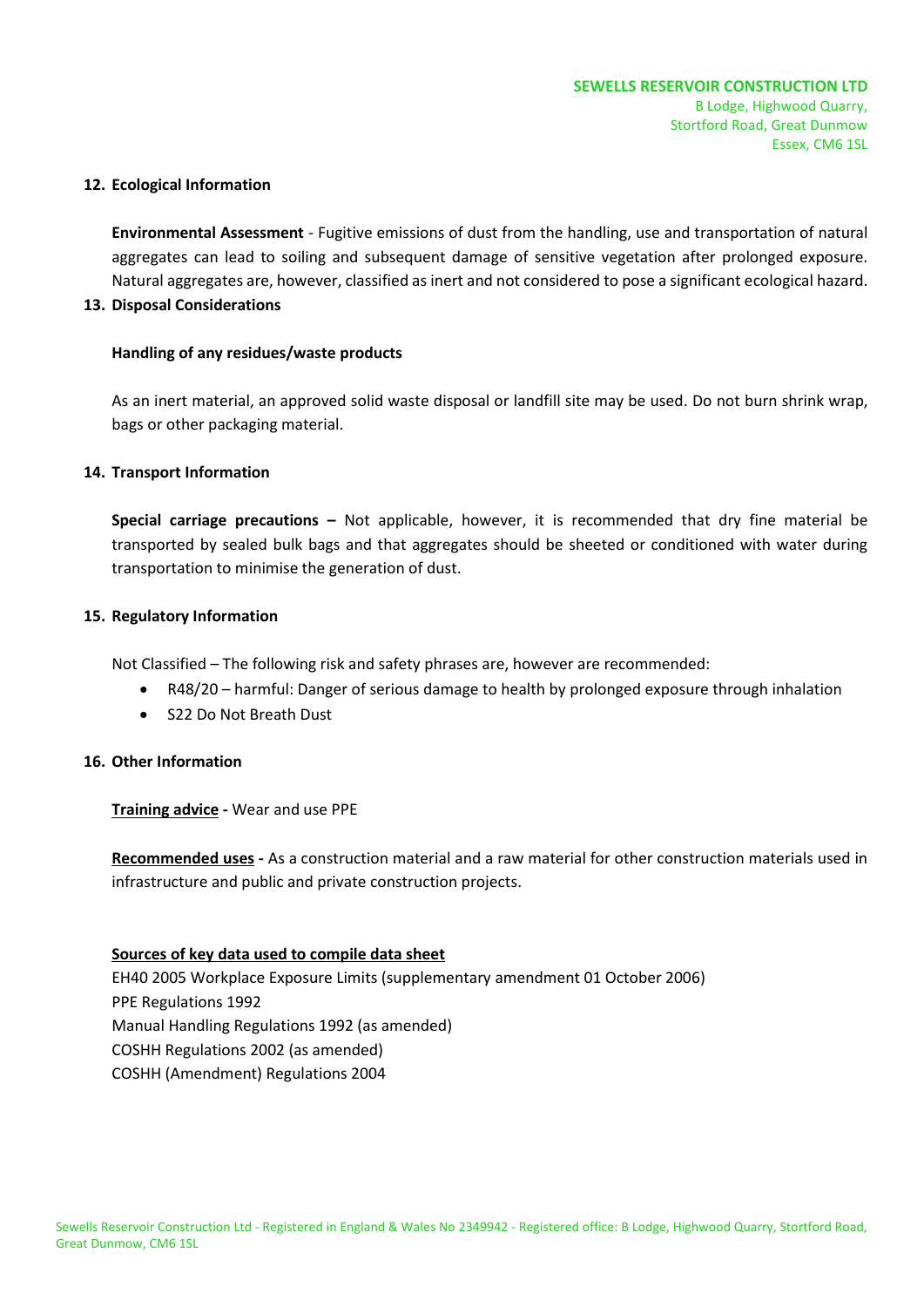## 12. Ecological Information

**Environmental Assessment** - Fugitive emissions of dust from the handling, use and transportation of natural aggregates can lead to soiling and subsequent damage of sensitive vegetation after prolonged exposure. Natural aggregates are, however, classified as inert and not considered to pose a significant ecological hazard.

## 13. Disposal Considerations

**Handling of any residues/waste products**

As an inert material, an approved solid waste disposal or landfill site may be used. Do not burn shrink wrap, bags or other packaging material.

## 14. Transport Information

**Special carriage precautions –** Not applicable, however, it is recommended that dry fine material be transported by sealed bulk bags and that aggregates should be sheeted or conditioned with water during transportation to minimise the generation of dust.

## 15. Regulatory Information

Not Classified – The following risk and safety phrases are, however are recommended:

- R48/20 – harmful: Danger of serious damage to health by prolonged exposure through inhalation
- S22 Do Not Breath Dust

## 16. Other Information

**Training advice -** Wear and use PPE

**Recommended uses -** As a construction material and a raw material for other construction materials used in infrastructure and public and private construction projects.

**Sources of key data used to compile data sheet**

EH40 2005 Workplace Exposure Limits (supplementary amendment 01 October 2006)
PPE Regulations 1992
Manual Handling Regulations 1992 (as amended)
COSHH Regulations 2002 (as amended)
COSHH (Amendment) Regulations 2004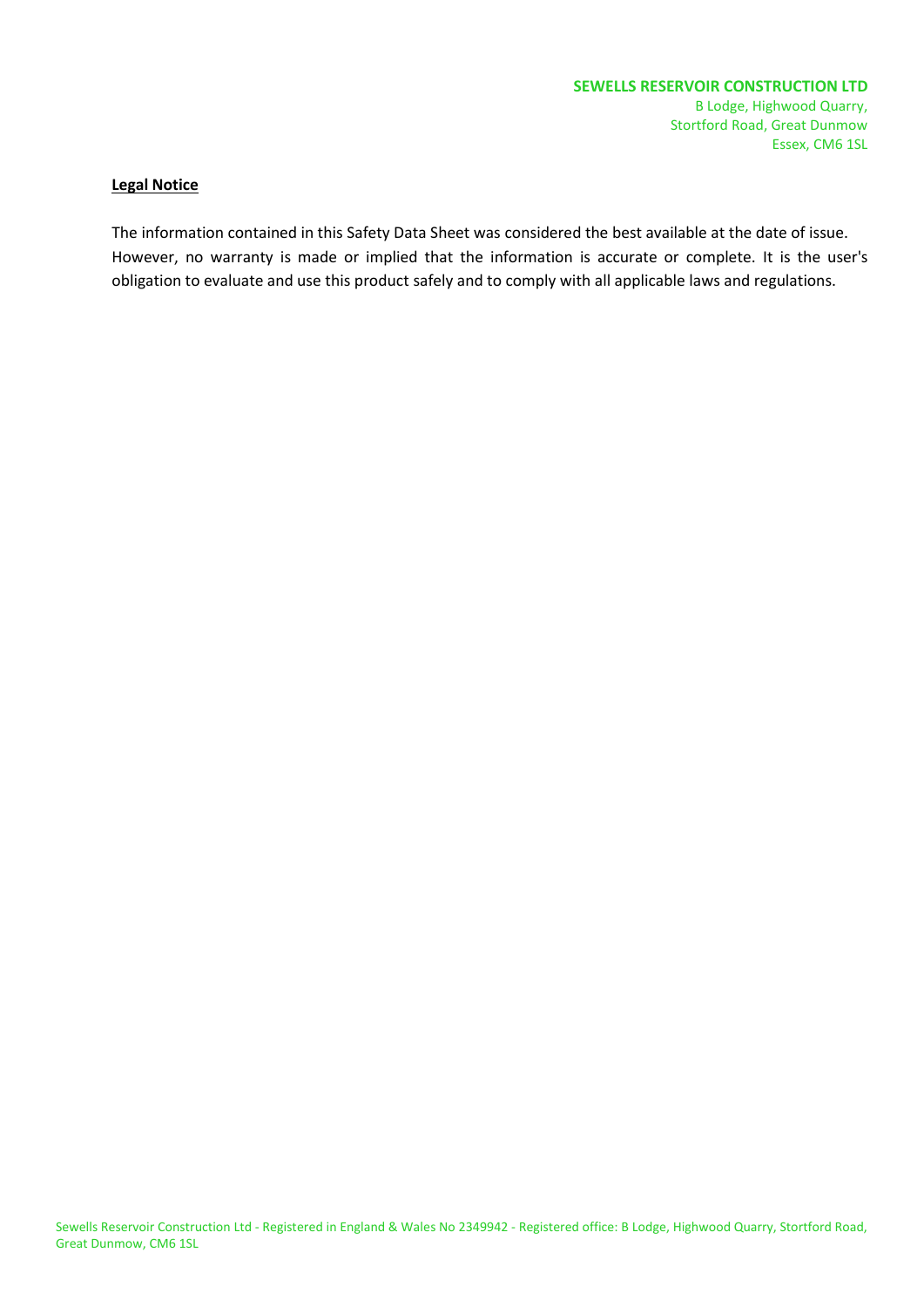**SEWELLS RESERVOIR CONSTRUCTION LTD**
B Lodge, Highwood Quarry,
Stortford Road, Great Dunmow
Essex, CM6 1SL

**Legal Notice**

The information contained in this Safety Data Sheet was considered the best available at the date of issue. However, no warranty is made or implied that the information is accurate or complete. It is the user's obligation to evaluate and use this product safely and to comply with all applicable laws and regulations.